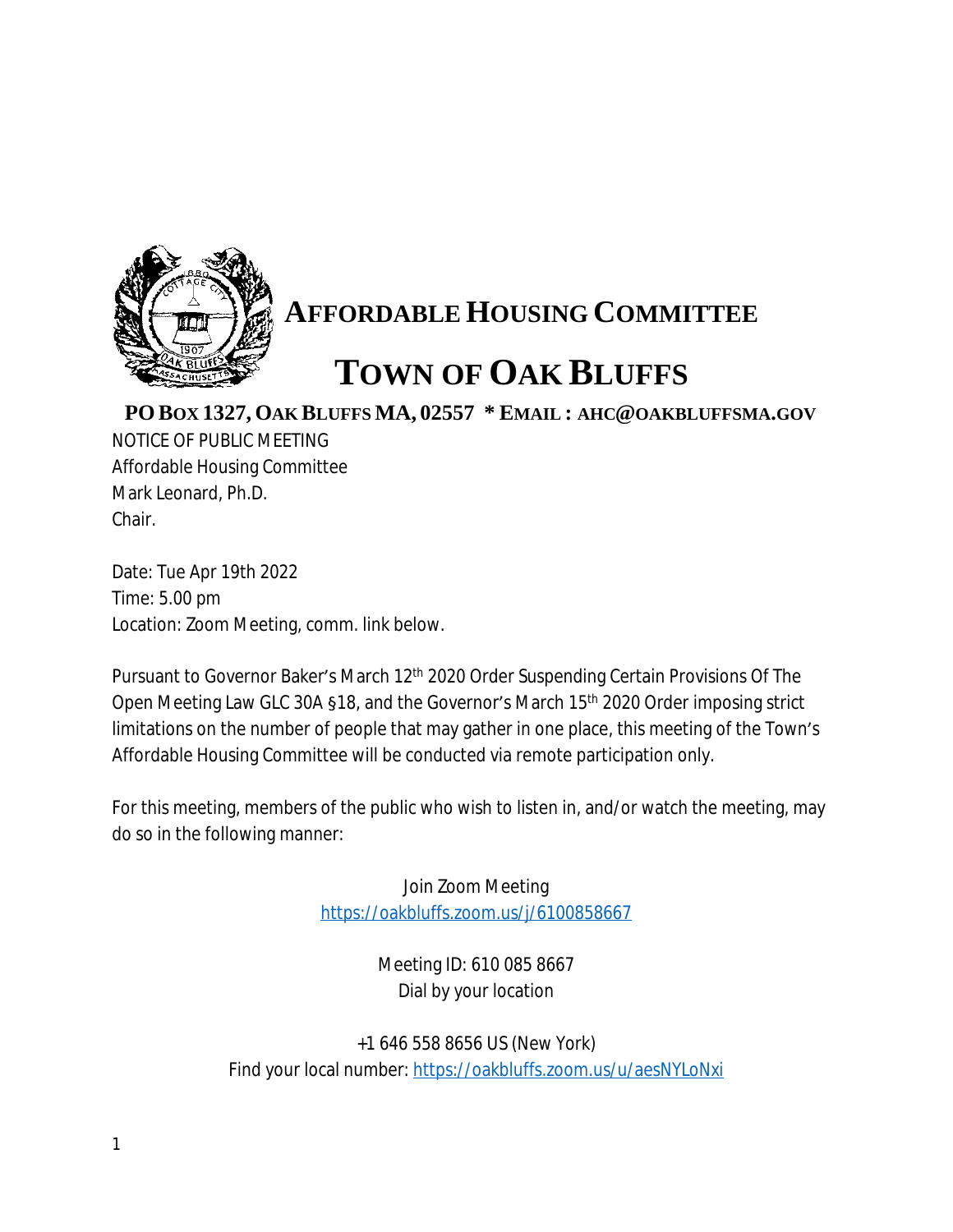# AFFORDABLE HOUSING COMMITTEE

# TOWN OF OAK BLUFFS

**PO BOX 1327, OAK BLUFFS MA, 02557 * EMAIL : AHC@OAKBLUFFSMA.GOV**

NOTICE OF PUBLIC MEETING
Affordable Housing Committee
Mark Leonard, Ph.D.
Chair.

Date: Tue Apr 19th 2022
Time: 5.00 pm
Location: Zoom Meeting, comm. link below.

Pursuant to Governor Baker's March 12th 2020 Order Suspending Certain Provisions Of The Open Meeting Law GLC 30A §18, and the Governor's March 15th 2020 Order imposing strict limitations on the number of people that may gather in one place, this meeting of the Town's Affordable Housing Committee will be conducted via remote participation only.

For this meeting, members of the public who wish to listen in, and/or watch the meeting, may do so in the following manner:

Join Zoom Meeting
https://oakbluffs.zoom.us/j/6100858667

Meeting ID: 610 085 8667
Dial by your location

+1 646 558 8656 US (New York)
Find your local number: https://oakbluffs.zoom.us/u/aesNYLoNxi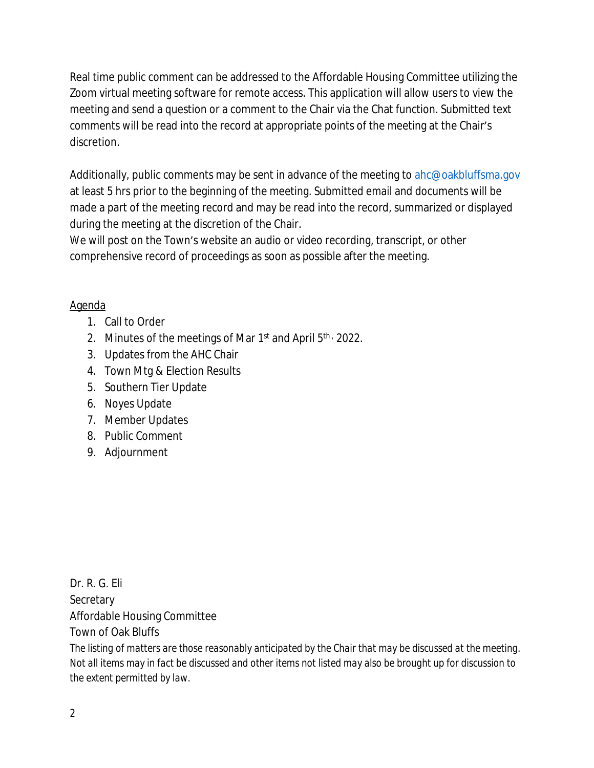Real time public comment can be addressed to the Affordable Housing Committee utilizing the Zoom virtual meeting software for remote access. This application will allow users to view the meeting and send a question or a comment to the Chair via the Chat function. Submitted text comments will be read into the record at appropriate points of the meeting at the Chair's discretion.

Additionally, public comments may be sent in advance of the meeting to [ahc@oakbluffsma.gov](mailto:ahc@oakbluffsma.gov) at least 5 hrs prior to the beginning of the meeting. Submitted email and documents will be made a part of the meeting record and may be read into the record, summarized or displayed during the meeting at the discretion of the Chair.
We will post on the Town's website an audio or video recording, transcript, or other comprehensive record of proceedings as soon as possible after the meeting.

<u>Agenda</u>

1. Call to Order
2. Minutes of the meetings of Mar 1st and April 5th, 2022.
3. Updates from the AHC Chair
4. Town Mtg & Election Results
5. Southern Tier Update
6. Noyes Update
7. Member Updates
8. Public Comment
9. Adjournment

Dr. R. G. Eli
Secretary
Affordable Housing Committee
Town of Oak Bluffs

*The listing of matters are those reasonably anticipated by the Chair that may be discussed at the meeting. Not all items may in fact be discussed and other items not listed may also be brought up for discussion to the extent permitted by law.*